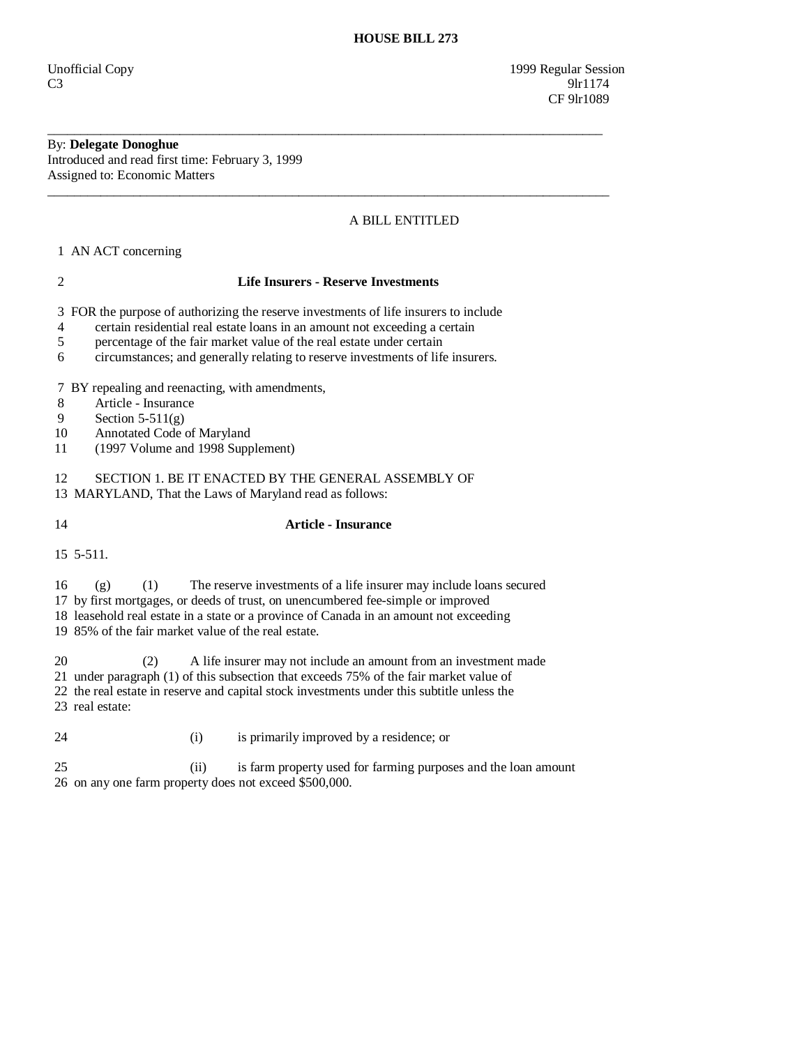**HOUSE BILL 273**

Unofficial Copy 1999 Regular Session
C3 9lr1174
CF 9lr1089

---

By: **Delegate Donoghue**
Introduced and read first time: February 3, 1999
Assigned to: Economic Matters

---

A BILL ENTITLED

1 AN ACT concerning

2 **Life Insurers - Reserve Investments**

3 FOR the purpose of authorizing the reserve investments of life insurers to include
4 certain residential real estate loans in an amount not exceeding a certain
5 percentage of the fair market value of the real estate under certain
6 circumstances; and generally relating to reserve investments of life insurers.

7 BY repealing and reenacting, with amendments,
8 Article - Insurance
9 Section 5-511(g)
10 Annotated Code of Maryland
11 (1997 Volume and 1998 Supplement)

12 SECTION 1. BE IT ENACTED BY THE GENERAL ASSEMBLY OF
13 MARYLAND, That the Laws of Maryland read as follows:

14 **Article - Insurance**

15 5-511.

16 (g) (1) The reserve investments of a life insurer may include loans secured
17 by first mortgages, or deeds of trust, on unencumbered fee-simple or improved
18 leasehold real estate in a state or a province of Canada in an amount not exceeding
19 85% of the fair market value of the real estate.

20 (2) A life insurer may not include an amount from an investment made
21 under paragraph (1) of this subsection that exceeds 75% of the fair market value of
22 the real estate in reserve and capital stock investments under this subtitle unless the
23 real estate:

24 (i) is primarily improved by a residence; or

25 (ii) is farm property used for farming purposes and the loan amount
26 on any one farm property does not exceed $500,000.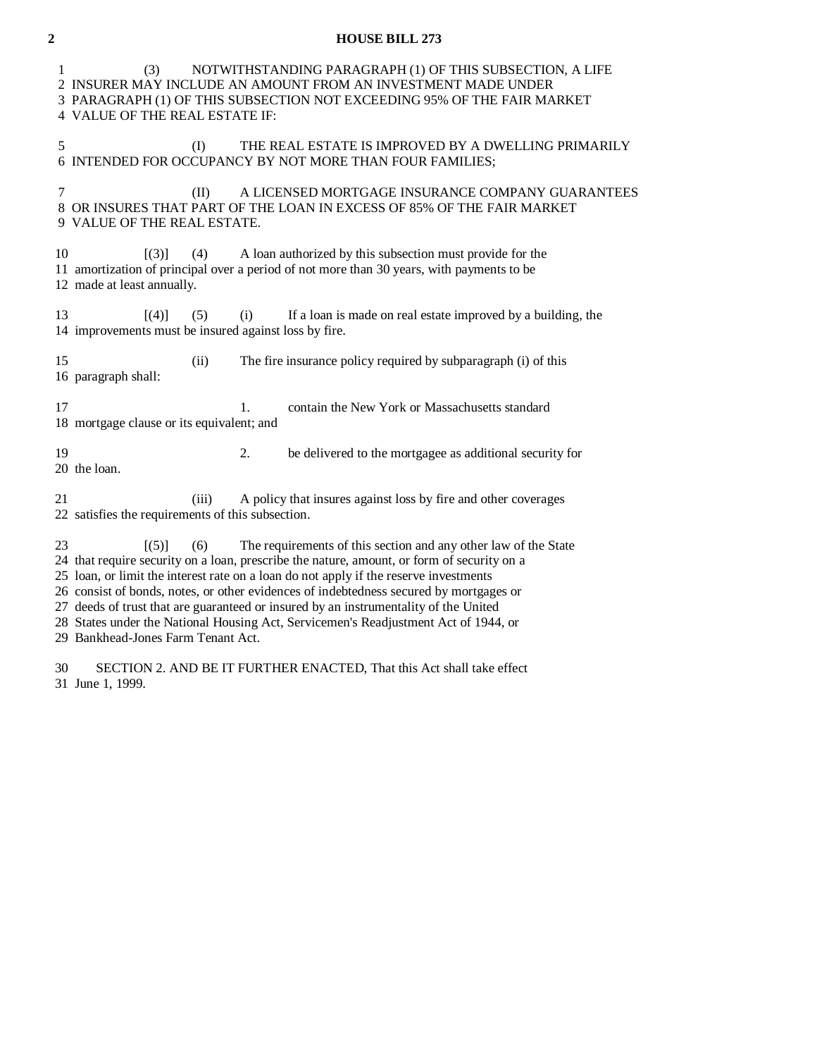(3) NOTWITHSTANDING PARAGRAPH (1) OF THIS SUBSECTION, A LIFE INSURER MAY INCLUDE AN AMOUNT FROM AN INVESTMENT MADE UNDER PARAGRAPH (1) OF THIS SUBSECTION NOT EXCEEDING 95% OF THE FAIR MARKET VALUE OF THE REAL ESTATE IF:

(I) THE REAL ESTATE IS IMPROVED BY A DWELLING PRIMARILY INTENDED FOR OCCUPANCY BY NOT MORE THAN FOUR FAMILIES;

(II) A LICENSED MORTGAGE INSURANCE COMPANY GUARANTEES OR INSURES THAT PART OF THE LOAN IN EXCESS OF 85% OF THE FAIR MARKET VALUE OF THE REAL ESTATE.

[(3)] (4) A loan authorized by this subsection must provide for the amortization of principal over a period of not more than 30 years, with payments to be made at least annually.

[(4)] (5) (i) If a loan is made on real estate improved by a building, the improvements must be insured against loss by fire.

(ii) The fire insurance policy required by subparagraph (i) of this paragraph shall:

1. contain the New York or Massachusetts standard mortgage clause or its equivalent; and

2. be delivered to the mortgagee as additional security for the loan.

(iii) A policy that insures against loss by fire and other coverages satisfies the requirements of this subsection.

[(5)] (6) The requirements of this section and any other law of the State that require security on a loan, prescribe the nature, amount, or form of security on a loan, or limit the interest rate on a loan do not apply if the reserve investments consist of bonds, notes, or other evidences of indebtedness secured by mortgages or deeds of trust that are guaranteed or insured by an instrumentality of the United States under the National Housing Act, Servicemen's Readjustment Act of 1944, or Bankhead-Jones Farm Tenant Act.

SECTION 2. AND BE IT FURTHER ENACTED, That this Act shall take effect June 1, 1999.